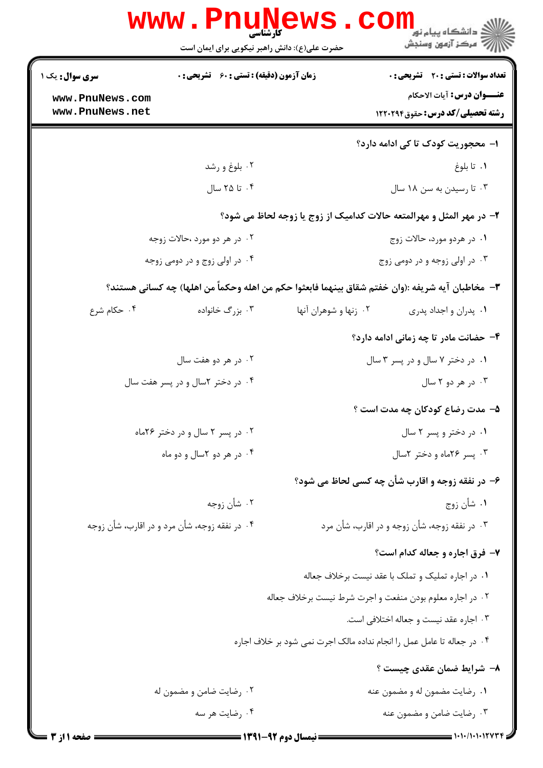کارشناسی

حضرت علی(ع): دانش راهبر نیکویی برای ایمان است

**سری سوال:** یک ۱ | **زمان آزمون (دقیقه) : تستی : ۶۰ تشریحی : ۰** | **تعداد سوالات : تستی : ۲۰ تشریحی : ۰**

**عنـــوان درس:** آیات الاحکام

**رشته تحصیلی/کد درس:** حقوق ۱۲۲۰۲۹۴

۱- محجوریت کودک تا کی ادامه دارد؟

۱. تا بلوغ
۲. بلوغ و رشد
۳. تا رسیدن به سن ۱۸ سال
۴. تا ۲۵ سال

۲- در مهر المثل و مهرالمتعه حالات کدامیک از زوج یا زوجه لحاظ می شود؟

۱. در هردو مورد، حالات زوج
۲. در هر دو مورد ،حالات زوجه
۳. در اولی زوجه و در دومی زوج
۴. در اولی زوج و در دومی زوجه

۳- مخاطبان آیه شریفه :(وان خفتم شقاق بینهما فابعثوا حکم من اهله وحکماً من اهلها) چه کسانی هستند؟

۱. پدران و اجداد پدری
۲. زنها و شوهران آنها
۳. بزرگ خانواده
۴. حکام شرع

۴- حضانت مادر تا چه زمانی ادامه دارد؟

۱. در دختر ۷ سال و در پسر ۳ سال
۲. در هر دو هفت سال
۳. در هر دو ۲ سال
۴. در دختر ۲سال و در پسر هفت سال

۵- مدت رضاع کودکان چه مدت است ؟

۱. در دختر و پسر ۲ سال
۲. در پسر ۲ سال و در دختر ۲۶ماه
۳. پسر ۲۶ماه و دختر ۲سال
۴. در هر دو ۲سال و دو ماه

۶- در نفقه زوجه و اقارب شأن چه کسی لحاظ می شود؟

۱. شأن زوج
۲. شأن زوجه
۳. در نفقه زوجه، شأن زوجه و در اقارب، شأن مرد
۴. در نفقه زوجه، شأن مرد و در اقارب، شأن زوجه

۷- فرق اجاره و جعاله کدام است؟

۱. در اجاره تملیک و تملک با عقد نیست برخلاف جعاله
۲. در اجاره معلوم بودن منفعت و اجرت شرط نیست برخلاف جعاله
۳. اجاره عقد نیست و جعاله اختلافی است.
۴. در جعاله تا عامل عمل را انجام نداده مالک اجرت نمی شود بر خلاف اجاره

۸- شرایط ضمان عقدی چیست ؟

۱. رضایت مضمون له و مضمون عنه
۲. رضایت ضامن و مضمون له
۳. رضایت ضامن و مضمون عنه
۴. رضایت هر سه

نیمسال دوم ۹۲-۱۳۹۱

۱۰۱۰/۱۰۱۰۱۲۷۳۴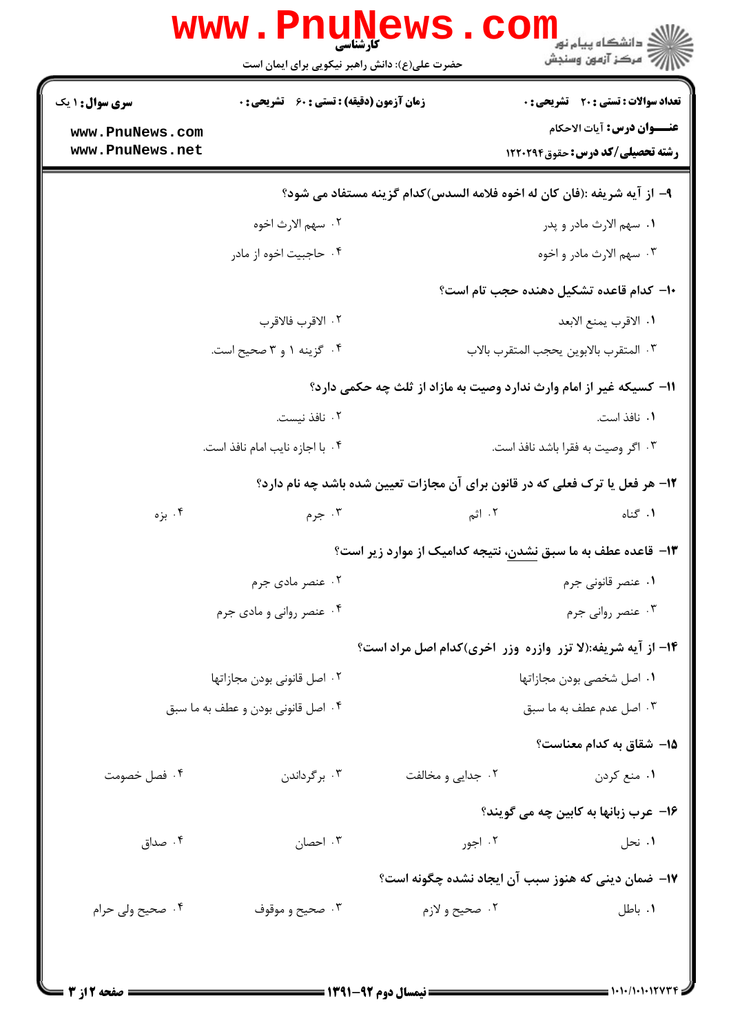**کارشناسی**

حضرت علی(ع): دانش راهبر نیکویی برای ایمان است

**سری سوال:** ۱ یک | **زمان آزمون (دقیقه) : تستی : ۶۰ تشریحی : ۰** | **تعداد سوالات : تستی : ۲۰ تشریحی : ۰**

**عنـــوان درس:** آیات الاحکام

**رشته تحصیلی/کد درس:** حقوق ۱۲۲۰۲۹۴

۹- از آیه شریفه :(فان کان له اخوه فلامه السدس)کدام گزینه مستفاد می شود؟

۱. سهم الارث مادر و پدر
۲. سهم الارث اخوه
۳. سهم الارث مادر و اخوه
۴. حاجبیت اخوه از مادر

۱۰- کدام قاعده تشکیل دهنده حجب تام است؟

۱. الاقرب یمنع الابعد
۲. الاقرب فالاقرب
۳. المتقرب بالابوین یحجب المتقرب بالاب
۴. گزینه ۱ و ۳ صحیح است.

۱۱- کسیکه غیر از امام وارث ندارد وصیت به مازاد از ثلث چه حکمی دارد؟

۱. نافذ است.
۲. نافذ نیست.
۳. اگر وصیت به فقرا باشد نافذ است.
۴. با اجازه نایب امام نافذ است.

۱۲- هر فعل یا ترک فعلی که در قانون برای آن مجازات تعیین شده باشد چه نام دارد؟

۱. گناه
۲. اثم
۳. جرم
۴. بزه

۱۳- قاعده عطف به ما سبق نشدن، نتیجه کدامیک از موارد زیر است؟

۱. عنصر قانونی جرم
۲. عنصر مادی جرم
۳. عنصر روانی جرم
۴. عنصر روانی و مادی جرم

۱۴- از آیه شریفه:(لا تزر وازره وزر اخری)کدام اصل مراد است؟

۱. اصل شخصی بودن مجازاتها
۲. اصل قانونی بودن مجازاتها
۳. اصل عدم عطف به ما سبق
۴. اصل قانونی بودن و عطف به ما سبق

۱۵- شقاق به کدام معناست؟

۱. منع کردن
۲. جدایی و مخالفت
۳. برگرداندن
۴. فصل خصومت

۱۶- عرب زبانها به کابین چه می گویند؟

۱. نحل
۲. اجور
۳. احصان
۴. صداق

۱۷- ضمان دینی که هنوز سبب آن ایجاد نشده چگونه است؟

۱. باطل
۲. صحیح و لازم
۳. صحیح و موقوف
۴. صحیح ولی حرام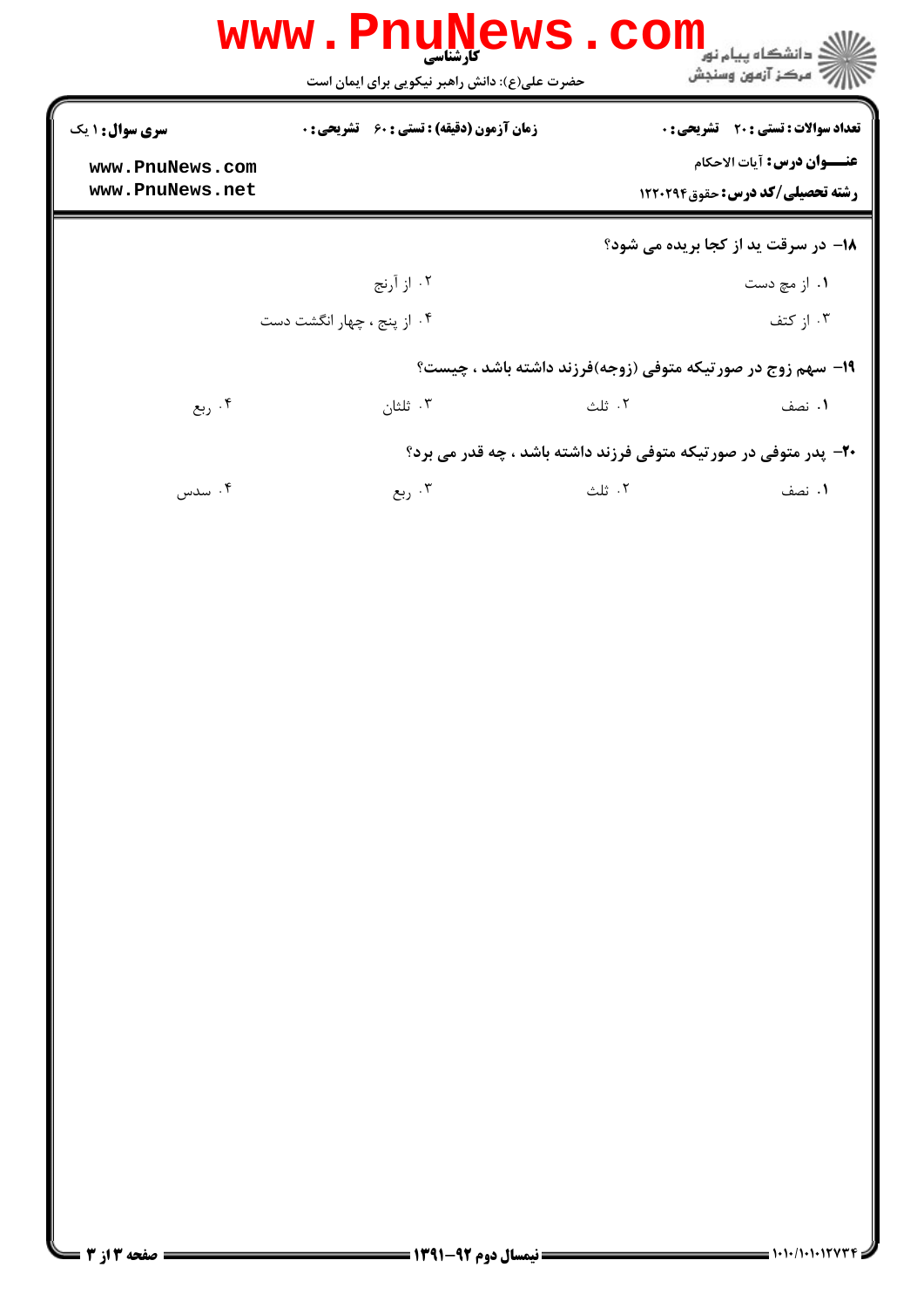**تعداد سوالات : تستی : ۲۰ تشریحی : ۰** | **زمان آزمون (دقیقه) : تستی : ۶۰ تشریحی : ۰** | **سری سوال : ۱ یک**

**عنــــوان درس :** آیات الاحکام

**رشته تحصیلی/کد درس :** حقوق ۱۲۲۰۲۹۴

**۱۸- در سرقت ید از کجا بریده می شود؟**

۱. از مچ دست

۲. از آرنج

۳. از کتف

۴. از پنج ، چهار انگشت دست

**۱۹- سهم زوج در صورتیکه متوفی (زوجه)فرزند داشته باشد ، چیست؟**

۱. نصف

۲. ثلث

۳. ثلثان

۴. ربع

**۲۰- پدر متوفی در صورتیکه متوفی فرزند داشته باشد ، چه قدر می برد؟**

۱. نصف

۲. ثلث

۳. ربع

۴. سدس